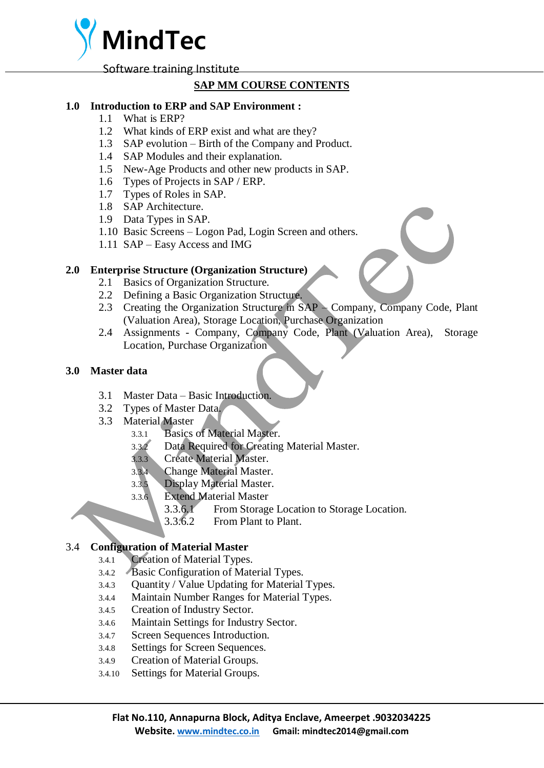# MindTec

Software training Institute

## SAP MM COURSE CONTENTS

### 1.0 Introduction to ERP and SAP Environment :

- 1.1 What is ERP?
- 1.2 What kinds of ERP exist and what are they?
- 1.3 SAP evolution – Birth of the Company and Product.
- 1.4 SAP Modules and their explanation.
- 1.5 New-Age Products and other new products in SAP.
- 1.6 Types of Projects in SAP / ERP.
- 1.7 Types of Roles in SAP.
- 1.8 SAP Architecture.
- 1.9 Data Types in SAP.
- 1.10 Basic Screens – Logon Pad, Login Screen and others.
- 1.11 SAP – Easy Access and IMG

### 2.0 Enterprise Structure (Organization Structure)

- 2.1 Basics of Organization Structure.
- 2.2 Defining a Basic Organization Structure.
- 2.3 Creating the Organization Structure in SAP – Company, Company Code, Plant (Valuation Area), Storage Location, Purchase Organization
- 2.4 Assignments - Company, Company Code, Plant (Valuation Area), Storage Location, Purchase Organization

### 3.0 Master data

- 3.1 Master Data – Basic Introduction.
- 3.2 Types of Master Data.
- 3.3 Material Master
  - 3.3.1 Basics of Material Master.
  - 3.3.2 Data Required for Creating Material Master.
  - 3.3.3 Create Material Master.
  - 3.3.4 Change Material Master.
  - 3.3.5 Display Material Master.
  - 3.3.6 Extend Material Master
    - 3.3.6.1 From Storage Location to Storage Location.
    - 3.3.6.2 From Plant to Plant.

### 3.4 Configuration of Material Master

- 3.4.1 Creation of Material Types.
- 3.4.2 Basic Configuration of Material Types.
- 3.4.3 Quantity / Value Updating for Material Types.
- 3.4.4 Maintain Number Ranges for Material Types.
- 3.4.5 Creation of Industry Sector.
- 3.4.6 Maintain Settings for Industry Sector.
- 3.4.7 Screen Sequences Introduction.
- 3.4.8 Settings for Screen Sequences.
- 3.4.9 Creation of Material Groups.
- 3.4.10 Settings for Material Groups.

**Flat No.110, Annapurna Block, Aditya Enclave, Ameerpet .9032034225**
**Website. www.mindtec.co.in Gmail: mindtec2014@gmail.com**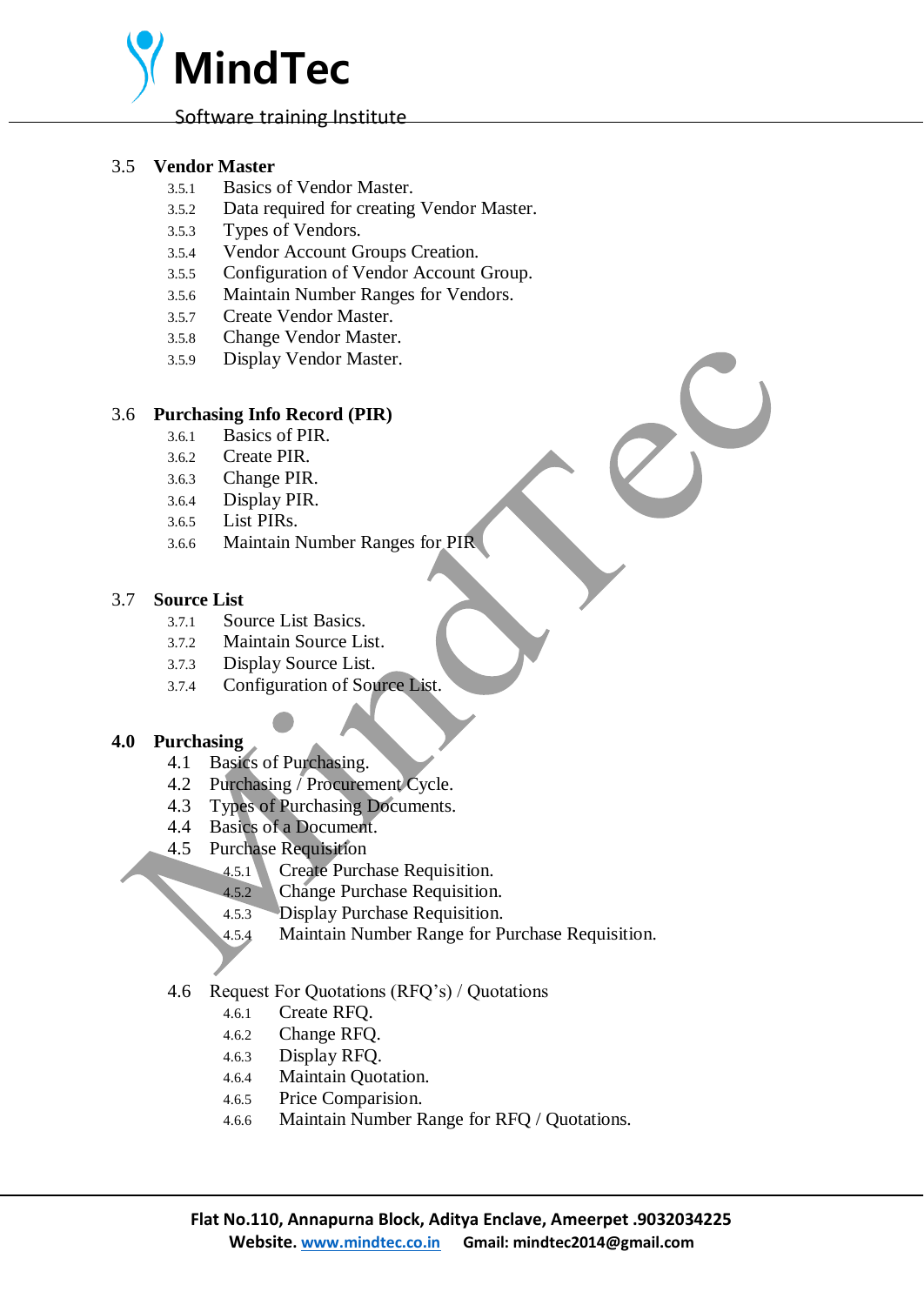3.5 **Vendor Master**

- 3.5.1 Basics of Vendor Master.
- 3.5.2 Data required for creating Vendor Master.
- 3.5.3 Types of Vendors.
- 3.5.4 Vendor Account Groups Creation.
- 3.5.5 Configuration of Vendor Account Group.
- 3.5.6 Maintain Number Ranges for Vendors.
- 3.5.7 Create Vendor Master.
- 3.5.8 Change Vendor Master.
- 3.5.9 Display Vendor Master.

3.6 **Purchasing Info Record (PIR)**

- 3.6.1 Basics of PIR.
- 3.6.2 Create PIR.
- 3.6.3 Change PIR.
- 3.6.4 Display PIR.
- 3.6.5 List PIRs.
- 3.6.6 Maintain Number Ranges for PIR

3.7 **Source List**

- 3.7.1 Source List Basics.
- 3.7.2 Maintain Source List.
- 3.7.3 Display Source List.
- 3.7.4 Configuration of Source List.

**4.0 Purchasing**

- 4.1 Basics of Purchasing.
- 4.2 Purchasing / Procurement Cycle.
- 4.3 Types of Purchasing Documents.
- 4.4 Basics of a Document.
- 4.5 Purchase Requisition
  - 4.5.1 Create Purchase Requisition.
  - 4.5.2 Change Purchase Requisition.
  - 4.5.3 Display Purchase Requisition.
  - 4.5.4 Maintain Number Range for Purchase Requisition.
- 4.6 Request For Quotations (RFQ's) / Quotations
  - 4.6.1 Create RFQ.
  - 4.6.2 Change RFQ.
  - 4.6.3 Display RFQ.
  - 4.6.4 Maintain Quotation.
  - 4.6.5 Price Comparision.
  - 4.6.6 Maintain Number Range for RFQ / Quotations.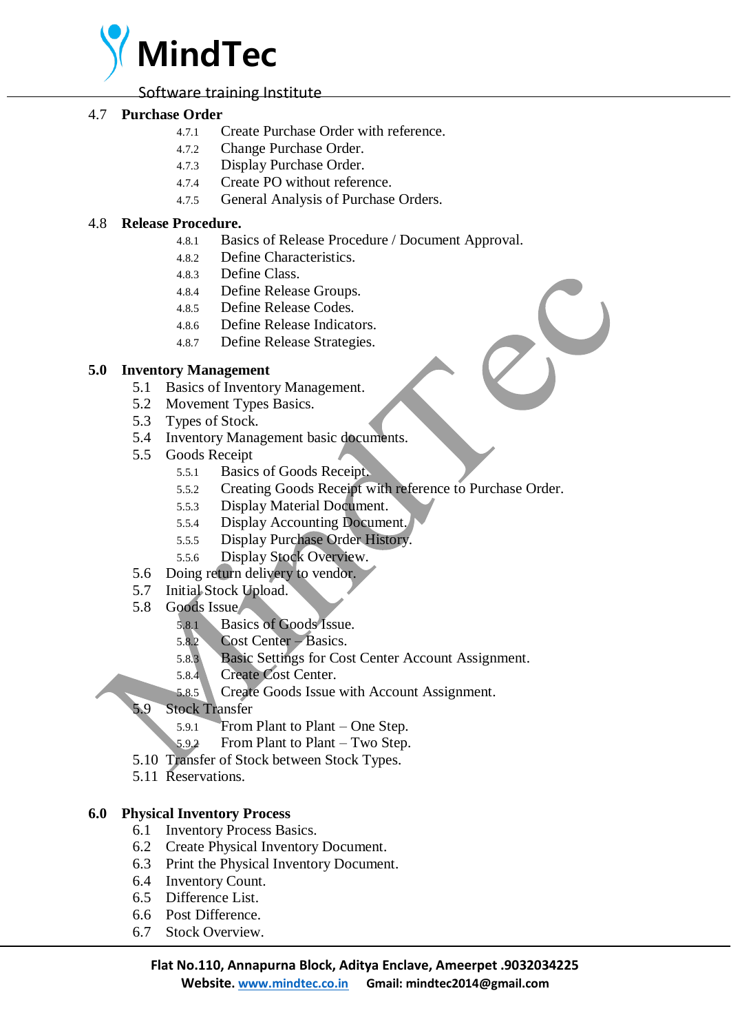## 4.7 Purchase Order

- 4.7.1 Create Purchase Order with reference.
- 4.7.2 Change Purchase Order.
- 4.7.3 Display Purchase Order.
- 4.7.4 Create PO without reference.
- 4.7.5 General Analysis of Purchase Orders.

## 4.8 Release Procedure.

- 4.8.1 Basics of Release Procedure / Document Approval.
- 4.8.2 Define Characteristics.
- 4.8.3 Define Class.
- 4.8.4 Define Release Groups.
- 4.8.5 Define Release Codes.
- 4.8.6 Define Release Indicators.
- 4.8.7 Define Release Strategies.

## 5.0 Inventory Management

- 5.1 Basics of Inventory Management.
- 5.2 Movement Types Basics.
- 5.3 Types of Stock.
- 5.4 Inventory Management basic documents.
- 5.5 Goods Receipt
  - 5.5.1 Basics of Goods Receipt.
  - 5.5.2 Creating Goods Receipt with reference to Purchase Order.
  - 5.5.3 Display Material Document.
  - 5.5.4 Display Accounting Document.
  - 5.5.5 Display Purchase Order History.
  - 5.5.6 Display Stock Overview.
- 5.6 Doing return delivery to vendor.
- 5.7 Initial Stock Upload.
- 5.8 Goods Issue
  - 5.8.1 Basics of Goods Issue.
  - 5.8.2 Cost Center – Basics.
  - 5.8.3 Basic Settings for Cost Center Account Assignment.
  - 5.8.4 Create Cost Center.
  - 5.8.5 Create Goods Issue with Account Assignment.
- 5.9 Stock Transfer
  - 5.9.1 From Plant to Plant – One Step.
  - 5.9.2 From Plant to Plant – Two Step.
- 5.10 Transfer of Stock between Stock Types.
- 5.11 Reservations.

## 6.0 Physical Inventory Process

- 6.1 Inventory Process Basics.
- 6.2 Create Physical Inventory Document.
- 6.3 Print the Physical Inventory Document.
- 6.4 Inventory Count.
- 6.5 Difference List.
- 6.6 Post Difference.
- 6.7 Stock Overview.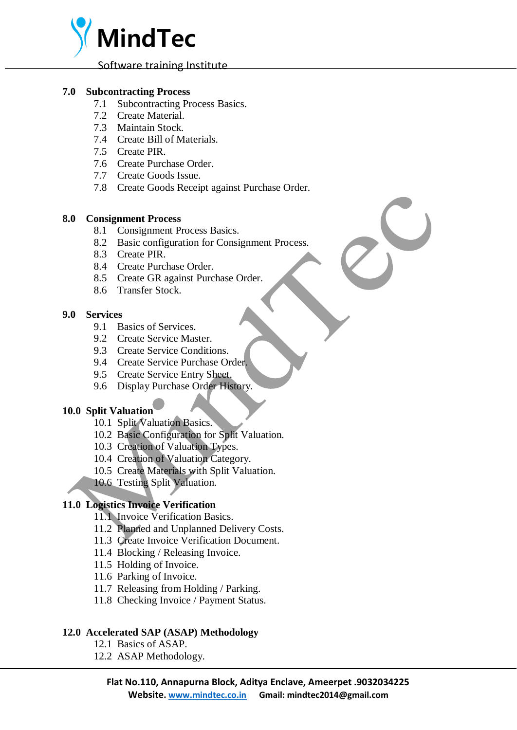## 7.0 Subcontracting Process

- 7.1 Subcontracting Process Basics.
- 7.2 Create Material.
- 7.3 Maintain Stock.
- 7.4 Create Bill of Materials.
- 7.5 Create PIR.
- 7.6 Create Purchase Order.
- 7.7 Create Goods Issue.
- 7.8 Create Goods Receipt against Purchase Order.

## 8.0 Consignment Process

- 8.1 Consignment Process Basics.
- 8.2 Basic configuration for Consignment Process.
- 8.3 Create PIR.
- 8.4 Create Purchase Order.
- 8.5 Create GR against Purchase Order.
- 8.6 Transfer Stock.

## 9.0 Services

- 9.1 Basics of Services.
- 9.2 Create Service Master.
- 9.3 Create Service Conditions.
- 9.4 Create Service Purchase Order.
- 9.5 Create Service Entry Sheet.
- 9.6 Display Purchase Order History.

## 10.0 Split Valuation

- 10.1 Split Valuation Basics.
- 10.2 Basic Configuration for Split Valuation.
- 10.3 Creation of Valuation Types.
- 10.4 Creation of Valuation Category.
- 10.5 Create Materials with Split Valuation.
- 10.6 Testing Split Valuation.

## 11.0 Logistics Invoice Verification

- 11.1 Invoice Verification Basics.
- 11.2 Planned and Unplanned Delivery Costs.
- 11.3 Create Invoice Verification Document.
- 11.4 Blocking / Releasing Invoice.
- 11.5 Holding of Invoice.
- 11.6 Parking of Invoice.
- 11.7 Releasing from Holding / Parking.
- 11.8 Checking Invoice / Payment Status.

## 12.0 Accelerated SAP (ASAP) Methodology

- 12.1 Basics of ASAP.
- 12.2 ASAP Methodology.